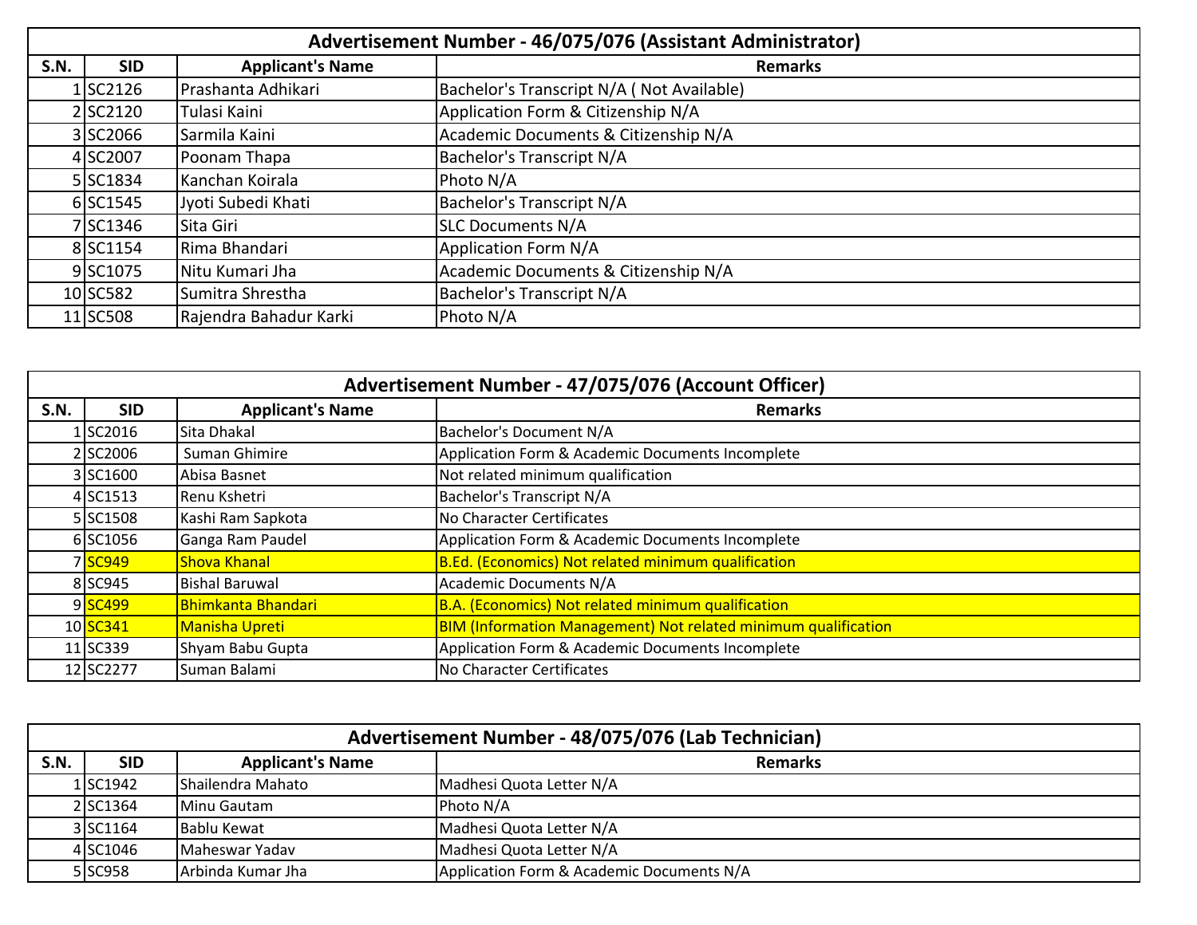| Advertisement Number - 46/075/076 (Assistant Administrator) | | | |
|---|---|---|---|
| **S.N.** | **SID** | **Applicant's Name** | **Remarks** |
| 1 | SC2126 | Prashanta Adhikari | Bachelor's Transcript N/A ( Not Available) |
| 2 | SC2120 | Tulasi Kaini | Application Form & Citizenship N/A |
| 3 | SC2066 | Sarmila Kaini | Academic Documents & Citizenship N/A |
| 4 | SC2007 | Poonam Thapa | Bachelor's Transcript N/A |
| 5 | SC1834 | Kanchan Koirala | Photo N/A |
| 6 | SC1545 | Jyoti Subedi Khati | Bachelor's Transcript N/A |
| 7 | SC1346 | Sita Giri | SLC Documents N/A |
| 8 | SC1154 | Rima Bhandari | Application Form N/A |
| 9 | SC1075 | Nitu Kumari Jha | Academic Documents & Citizenship N/A |
| 10 | SC582 | Sumitra Shrestha | Bachelor's Transcript N/A |
| 11 | SC508 | Rajendra Bahadur Karki | Photo N/A |

| Advertisement Number - 47/075/076 (Account Officer) | | | |
|---|---|---|---|
| **S.N.** | **SID** | **Applicant's Name** | **Remarks** |
| 1 | SC2016 | Sita Dhakal | Bachelor's Document N/A |
| 2 | SC2006 | Suman Ghimire | Application Form & Academic Documents Incomplete |
| 3 | SC1600 | Abisa Basnet | Not related minimum qualification |
| 4 | SC1513 | Renu Kshetri | Bachelor's Transcript N/A |
| 5 | SC1508 | Kashi Ram Sapkota | No Character Certificates |
| 6 | SC1056 | Ganga Ram Paudel | Application Form & Academic Documents Incomplete |
| 7 | SC949 | Shova Khanal | B.Ed. (Economics) Not related minimum qualification |
| 8 | SC945 | Bishal Baruwal | Academic Documents N/A |
| 9 | SC499 | Bhimkanta Bhandari | B.A. (Economics) Not related minimum qualification |
| 10 | SC341 | Manisha Upreti | BIM (Information Management) Not related minimum qualification |
| 11 | SC339 | Shyam Babu Gupta | Application Form & Academic Documents Incomplete |
| 12 | SC2277 | Suman Balami | No Character Certificates |

| Advertisement Number - 48/075/076 (Lab Technician) | | | |
|---|---|---|---|
| **S.N.** | **SID** | **Applicant's Name** | **Remarks** |
| 1 | SC1942 | Shailendra Mahato | Madhesi Quota Letter N/A |
| 2 | SC1364 | Minu Gautam | Photo N/A |
| 3 | SC1164 | Bablu Kewat | Madhesi Quota Letter N/A |
| 4 | SC1046 | Maheswar Yadav | Madhesi Quota Letter N/A |
| 5 | SC958 | Arbinda Kumar Jha | Application Form & Academic Documents N/A |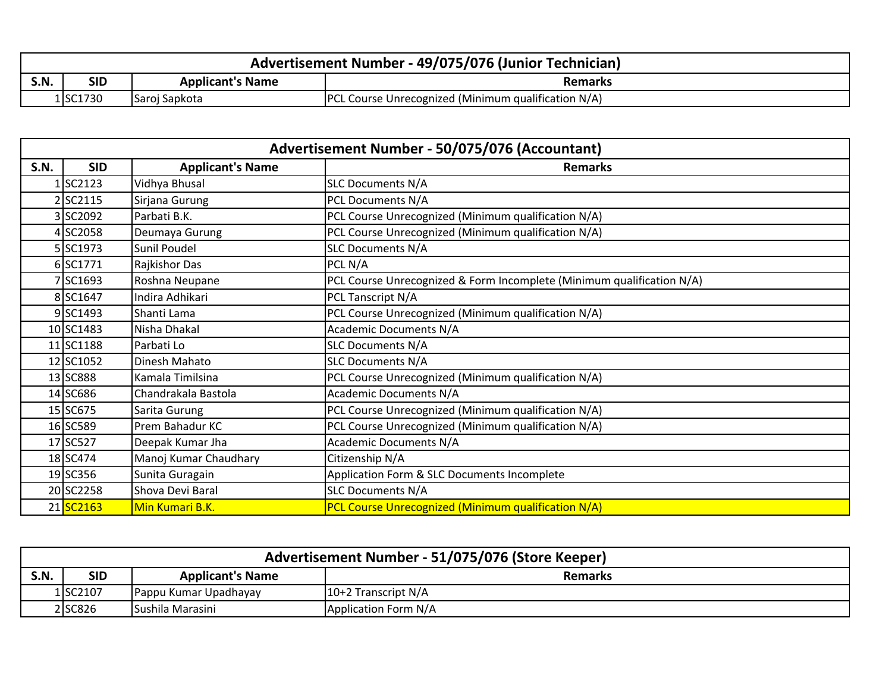| Advertisement Number - 49/075/076 (Junior Technician) | | | |
|---|---|---|---|
| **S.N.** | **SID** | **Applicant's Name** | **Remarks** |
| 1 | SC1730 | Saroj Sapkota | PCL Course Unrecognized (Minimum qualification N/A) |

| Advertisement Number - 50/075/076 (Accountant) | | | |
|---|---|---|---|
| **S.N.** | **SID** | **Applicant's Name** | **Remarks** |
| 1 | SC2123 | Vidhya Bhusal | SLC Documents N/A |
| 2 | SC2115 | Sirjana Gurung | PCL Documents N/A |
| 3 | SC2092 | Parbati B.K. | PCL Course Unrecognized (Minimum qualification N/A) |
| 4 | SC2058 | Deumaya Gurung | PCL Course Unrecognized (Minimum qualification N/A) |
| 5 | SC1973 | Sunil Poudel | SLC Documents N/A |
| 6 | SC1771 | Rajkishor Das | PCL N/A |
| 7 | SC1693 | Roshna Neupane | PCL Course Unrecognized & Form Incomplete (Minimum qualification N/A) |
| 8 | SC1647 | Indira Adhikari | PCL Tanscript N/A |
| 9 | SC1493 | Shanti Lama | PCL Course Unrecognized (Minimum qualification N/A) |
| 10 | SC1483 | Nisha Dhakal | Academic Documents N/A |
| 11 | SC1188 | Parbati Lo | SLC Documents N/A |
| 12 | SC1052 | Dinesh Mahato | SLC Documents N/A |
| 13 | SC888 | Kamala Timilsina | PCL Course Unrecognized (Minimum qualification N/A) |
| 14 | SC686 | Chandrakala Bastola | Academic Documents N/A |
| 15 | SC675 | Sarita Gurung | PCL Course Unrecognized (Minimum qualification N/A) |
| 16 | SC589 | Prem Bahadur KC | PCL Course Unrecognized (Minimum qualification N/A) |
| 17 | SC527 | Deepak Kumar Jha | Academic Documents N/A |
| 18 | SC474 | Manoj Kumar Chaudhary | Citizenship N/A |
| 19 | SC356 | Sunita Guragain | Application Form & SLC Documents Incomplete |
| 20 | SC2258 | Shova Devi Baral | SLC Documents N/A |
| 21 | SC2163 | Min Kumari B.K. | PCL Course Unrecognized (Minimum qualification N/A) |

| Advertisement Number - 51/075/076 (Store Keeper) | | | |
|---|---|---|---|
| **S.N.** | **SID** | **Applicant's Name** | **Remarks** |
| 1 | SC2107 | Pappu Kumar Upadhayay | 10+2 Transcript N/A |
| 2 | SC826 | Sushila Marasini | Application Form N/A |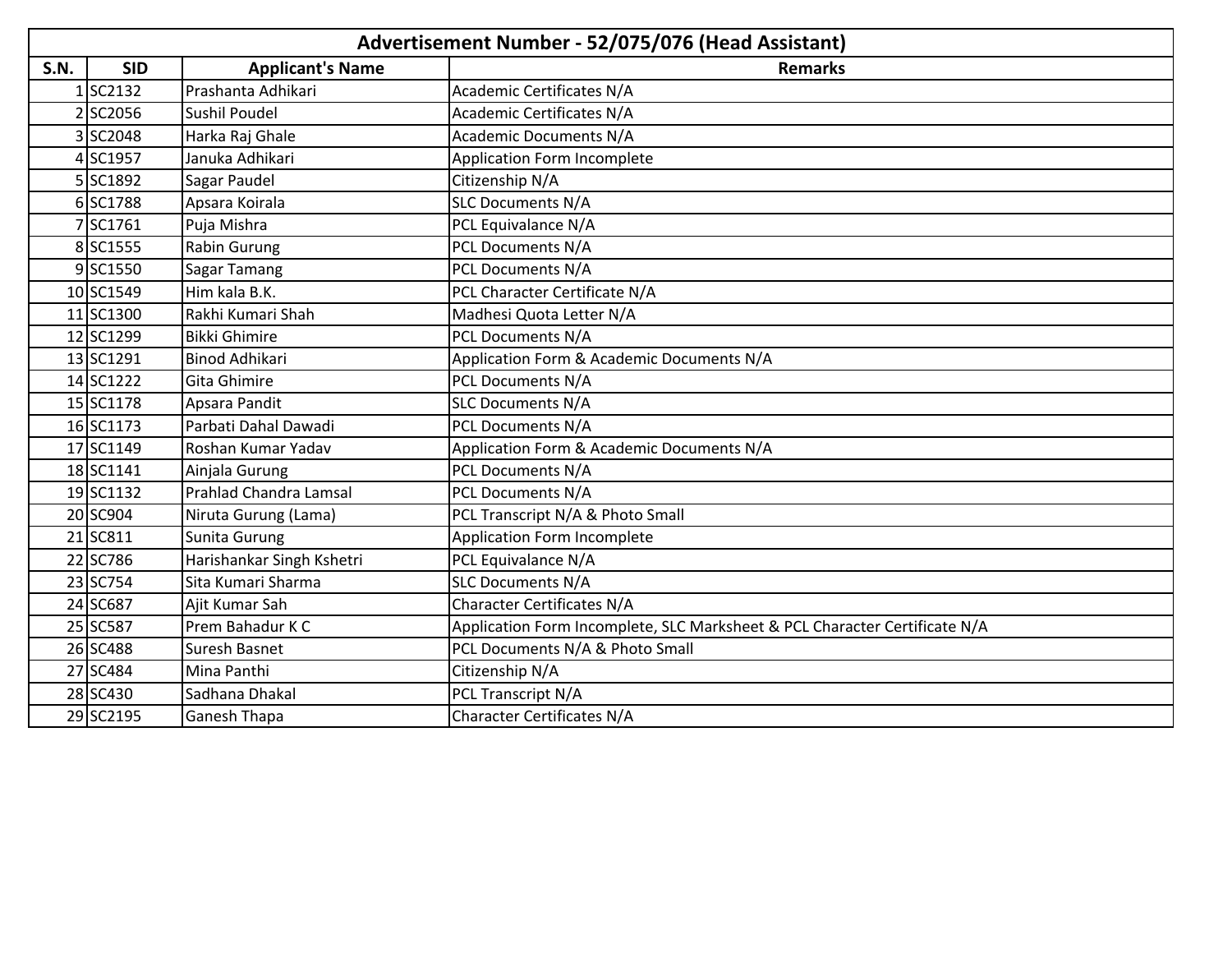| Advertisement Number - 52/075/076 (Head Assistant) | | | |
|---|---|---|---|
| **S.N.** | **SID** | **Applicant's Name** | **Remarks** |
| 1 | SC2132 | Prashanta Adhikari | Academic Certificates N/A |
| 2 | SC2056 | Sushil Poudel | Academic Certificates N/A |
| 3 | SC2048 | Harka Raj Ghale | Academic Documents N/A |
| 4 | SC1957 | Januka Adhikari | Application Form Incomplete |
| 5 | SC1892 | Sagar Paudel | Citizenship N/A |
| 6 | SC1788 | Apsara Koirala | SLC Documents N/A |
| 7 | SC1761 | Puja Mishra | PCL Equivalance N/A |
| 8 | SC1555 | Rabin Gurung | PCL Documents N/A |
| 9 | SC1550 | Sagar Tamang | PCL Documents N/A |
| 10 | SC1549 | Him kala B.K. | PCL Character Certificate N/A |
| 11 | SC1300 | Rakhi Kumari Shah | Madhesi Quota Letter N/A |
| 12 | SC1299 | Bikki Ghimire | PCL Documents N/A |
| 13 | SC1291 | Binod Adhikari | Application Form & Academic Documents N/A |
| 14 | SC1222 | Gita Ghimire | PCL Documents N/A |
| 15 | SC1178 | Apsara Pandit | SLC Documents N/A |
| 16 | SC1173 | Parbati Dahal Dawadi | PCL Documents N/A |
| 17 | SC1149 | Roshan Kumar Yadav | Application Form & Academic Documents N/A |
| 18 | SC1141 | Ainjala Gurung | PCL Documents N/A |
| 19 | SC1132 | Prahlad Chandra Lamsal | PCL Documents N/A |
| 20 | SC904 | Niruta Gurung (Lama) | PCL Transcript N/A & Photo Small |
| 21 | SC811 | Sunita Gurung | Application Form Incomplete |
| 22 | SC786 | Harishankar Singh Kshetri | PCL Equivalance N/A |
| 23 | SC754 | Sita Kumari Sharma | SLC Documents N/A |
| 24 | SC687 | Ajit Kumar Sah | Character Certificates N/A |
| 25 | SC587 | Prem Bahadur K C | Application Form Incomplete, SLC Marksheet & PCL Character Certificate N/A |
| 26 | SC488 | Suresh Basnet | PCL Documents N/A & Photo Small |
| 27 | SC484 | Mina Panthi | Citizenship N/A |
| 28 | SC430 | Sadhana Dhakal | PCL Transcript N/A |
| 29 | SC2195 | Ganesh Thapa | Character Certificates N/A |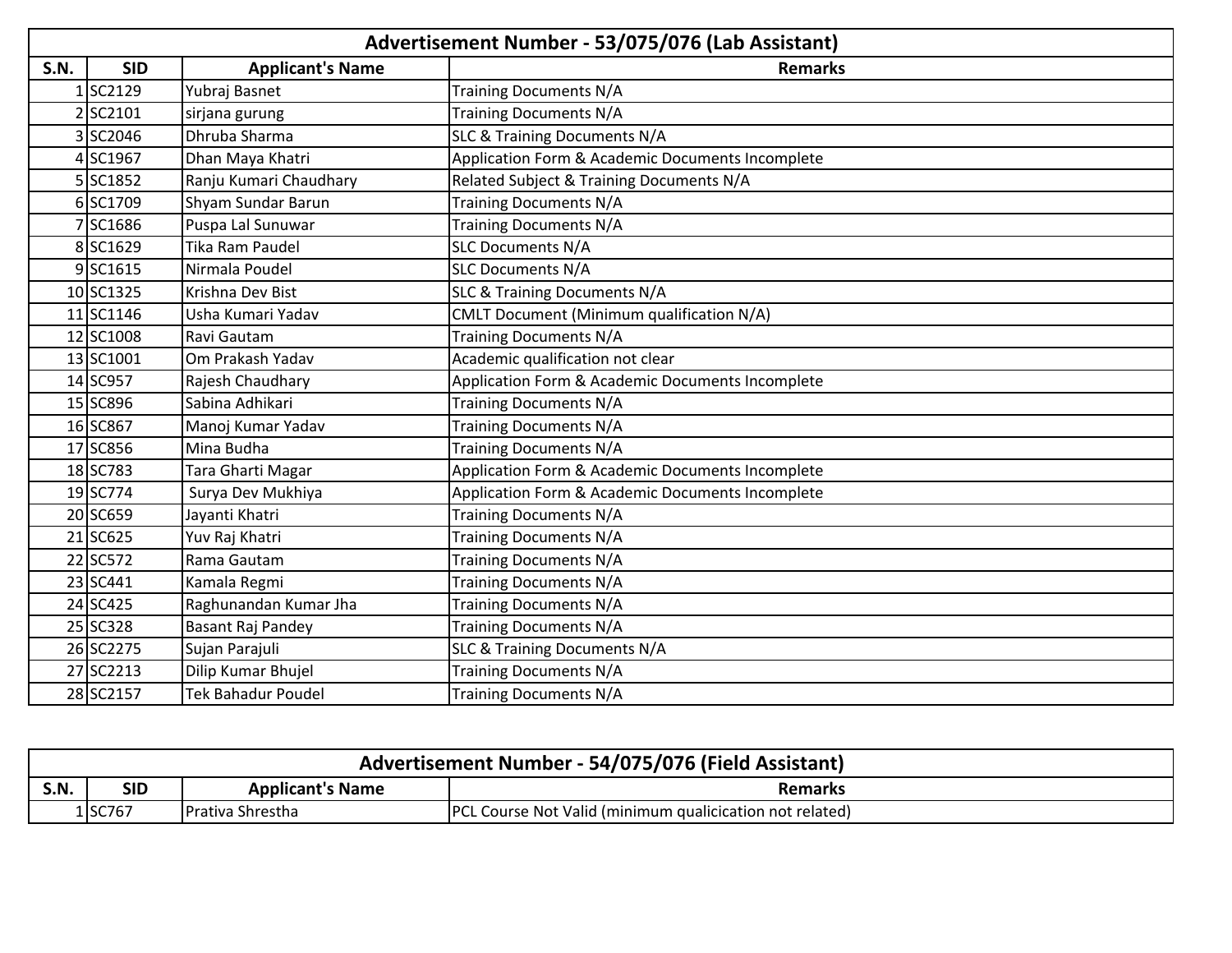| Advertisement Number - 53/075/076 (Lab Assistant) | | | |
|---|---|---|---|
| **S.N.** | **SID** | **Applicant's Name** | **Remarks** |
| 1 | SC2129 | Yubraj Basnet | Training Documents N/A |
| 2 | SC2101 | sirjana gurung | Training Documents N/A |
| 3 | SC2046 | Dhruba Sharma | SLC & Training Documents N/A |
| 4 | SC1967 | Dhan Maya Khatri | Application Form & Academic Documents Incomplete |
| 5 | SC1852 | Ranju Kumari Chaudhary | Related Subject & Training Documents N/A |
| 6 | SC1709 | Shyam Sundar Barun | Training Documents N/A |
| 7 | SC1686 | Puspa Lal Sunuwar | Training Documents N/A |
| 8 | SC1629 | Tika Ram Paudel | SLC Documents N/A |
| 9 | SC1615 | Nirmala Poudel | SLC Documents N/A |
| 10 | SC1325 | Krishna Dev Bist | SLC & Training Documents N/A |
| 11 | SC1146 | Usha Kumari Yadav | CMLT Document (Minimum qualification N/A) |
| 12 | SC1008 | Ravi Gautam | Training Documents N/A |
| 13 | SC1001 | Om Prakash Yadav | Academic qualification not clear |
| 14 | SC957 | Rajesh Chaudhary | Application Form & Academic Documents Incomplete |
| 15 | SC896 | Sabina Adhikari | Training Documents N/A |
| 16 | SC867 | Manoj Kumar Yadav | Training Documents N/A |
| 17 | SC856 | Mina Budha | Training Documents N/A |
| 18 | SC783 | Tara Gharti Magar | Application Form & Academic Documents Incomplete |
| 19 | SC774 | Surya Dev Mukhiya | Application Form & Academic Documents Incomplete |
| 20 | SC659 | Jayanti Khatri | Training Documents N/A |
| 21 | SC625 | Yuv Raj Khatri | Training Documents N/A |
| 22 | SC572 | Rama Gautam | Training Documents N/A |
| 23 | SC441 | Kamala Regmi | Training Documents N/A |
| 24 | SC425 | Raghunandan Kumar Jha | Training Documents N/A |
| 25 | SC328 | Basant Raj Pandey | Training Documents N/A |
| 26 | SC2275 | Sujan Parajuli | SLC & Training Documents N/A |
| 27 | SC2213 | Dilip Kumar Bhujel | Training Documents N/A |
| 28 | SC2157 | Tek Bahadur Poudel | Training Documents N/A |

| Advertisement Number - 54/075/076 (Field Assistant) | | | |
|---|---|---|---|
| **S.N.** | **SID** | **Applicant's Name** | **Remarks** |
| 1 | SC767 | Prativa Shrestha | PCL Course Not Valid (minimum qualicication not related) |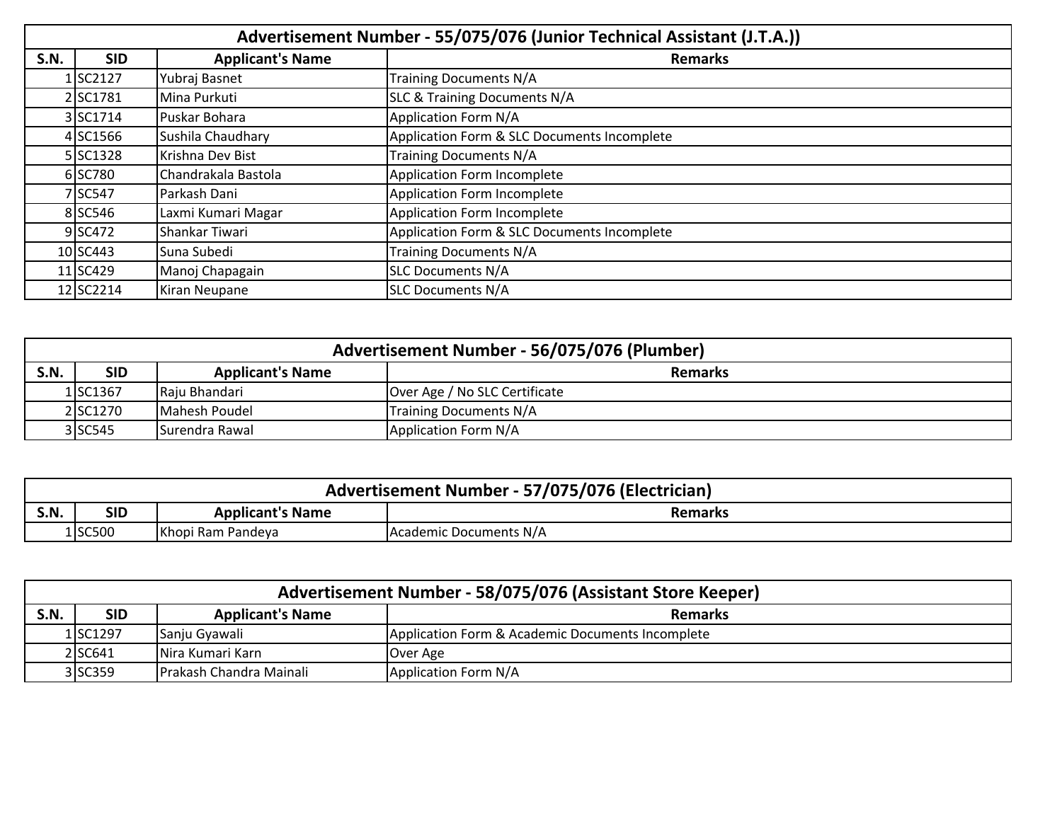| Advertisement Number - 55/075/076 (Junior Technical Assistant (J.T.A.)) | | | |
|---|---|---|---|
| **S.N.** | **SID** | **Applicant's Name** | **Remarks** |
| 1 | SC2127 | Yubraj Basnet | Training Documents N/A |
| 2 | SC1781 | Mina Purkuti | SLC & Training Documents N/A |
| 3 | SC1714 | Puskar Bohara | Application Form N/A |
| 4 | SC1566 | Sushila Chaudhary | Application Form & SLC Documents Incomplete |
| 5 | SC1328 | Krishna Dev Bist | Training Documents N/A |
| 6 | SC780 | Chandrakala Bastola | Application Form Incomplete |
| 7 | SC547 | Parkash Dani | Application Form Incomplete |
| 8 | SC546 | Laxmi Kumari Magar | Application Form Incomplete |
| 9 | SC472 | Shankar Tiwari | Application Form & SLC Documents Incomplete |
| 10 | SC443 | Suna Subedi | Training Documents N/A |
| 11 | SC429 | Manoj Chapagain | SLC Documents N/A |
| 12 | SC2214 | Kiran Neupane | SLC Documents N/A |

| Advertisement Number - 56/075/076 (Plumber) | | | |
|---|---|---|---|
| **S.N.** | **SID** | **Applicant's Name** | **Remarks** |
| 1 | SC1367 | Raju Bhandari | Over Age / No SLC Certificate |
| 2 | SC1270 | Mahesh Poudel | Training Documents N/A |
| 3 | SC545 | Surendra Rawal | Application Form N/A |

| Advertisement Number - 57/075/076 (Electrician) | | | |
|---|---|---|---|
| **S.N.** | **SID** | **Applicant's Name** | **Remarks** |
| 1 | SC500 | Khopi Ram Pandeya | Academic Documents N/A |

| Advertisement Number - 58/075/076 (Assistant Store Keeper) | | | |
|---|---|---|---|
| **S.N.** | **SID** | **Applicant's Name** | **Remarks** |
| 1 | SC1297 | Sanju Gyawali | Application Form & Academic Documents Incomplete |
| 2 | SC641 | Nira Kumari Karn | Over Age |
| 3 | SC359 | Prakash Chandra Mainali | Application Form N/A |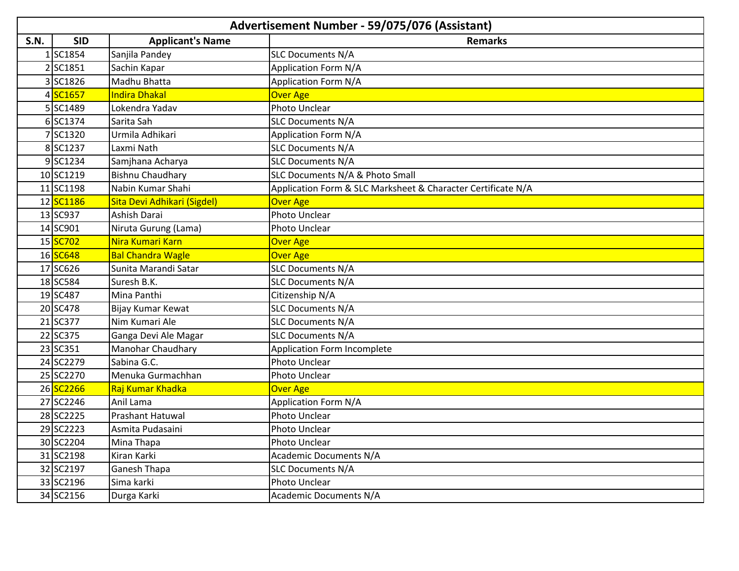| Advertisement Number - 59/075/076 (Assistant) | | | |
|---|---|---|---|
| **S.N.** | **SID** | **Applicant's Name** | **Remarks** |
| 1 | SC1854 | Sanjila Pandey | SLC Documents N/A |
| 2 | SC1851 | Sachin Kapar | Application Form N/A |
| 3 | SC1826 | Madhu Bhatta | Application Form N/A |
| 4 | SC1657 | Indira Dhakal | Over Age |
| 5 | SC1489 | Lokendra Yadav | Photo Unclear |
| 6 | SC1374 | Sarita Sah | SLC Documents N/A |
| 7 | SC1320 | Urmila Adhikari | Application Form N/A |
| 8 | SC1237 | Laxmi Nath | SLC Documents N/A |
| 9 | SC1234 | Samjhana Acharya | SLC Documents N/A |
| 10 | SC1219 | Bishnu Chaudhary | SLC Documents N/A & Photo Small |
| 11 | SC1198 | Nabin Kumar Shahi | Application Form & SLC Marksheet & Character Certificate N/A |
| 12 | SC1186 | Sita Devi Adhikari (Sigdel) | Over Age |
| 13 | SC937 | Ashish Darai | Photo Unclear |
| 14 | SC901 | Niruta Gurung (Lama) | Photo Unclear |
| 15 | SC702 | Nira Kumari Karn | Over Age |
| 16 | SC648 | Bal Chandra Wagle | Over Age |
| 17 | SC626 | Sunita Marandi Satar | SLC Documents N/A |
| 18 | SC584 | Suresh B.K. | SLC Documents N/A |
| 19 | SC487 | Mina Panthi | Citizenship N/A |
| 20 | SC478 | Bijay Kumar Kewat | SLC Documents N/A |
| 21 | SC377 | Nim Kumari Ale | SLC Documents N/A |
| 22 | SC375 | Ganga Devi Ale Magar | SLC Documents N/A |
| 23 | SC351 | Manohar Chaudhary | Application Form Incomplete |
| 24 | SC2279 | Sabina G.C. | Photo Unclear |
| 25 | SC2270 | Menuka Gurmachhan | Photo Unclear |
| 26 | SC2266 | Raj Kumar Khadka | Over Age |
| 27 | SC2246 | Anil Lama | Application Form N/A |
| 28 | SC2225 | Prashant Hatuwal | Photo Unclear |
| 29 | SC2223 | Asmita Pudasaini | Photo Unclear |
| 30 | SC2204 | Mina Thapa | Photo Unclear |
| 31 | SC2198 | Kiran Karki | Academic Documents N/A |
| 32 | SC2197 | Ganesh Thapa | SLC Documents N/A |
| 33 | SC2196 | Sima karki | Photo Unclear |
| 34 | SC2156 | Durga Karki | Academic Documents N/A |